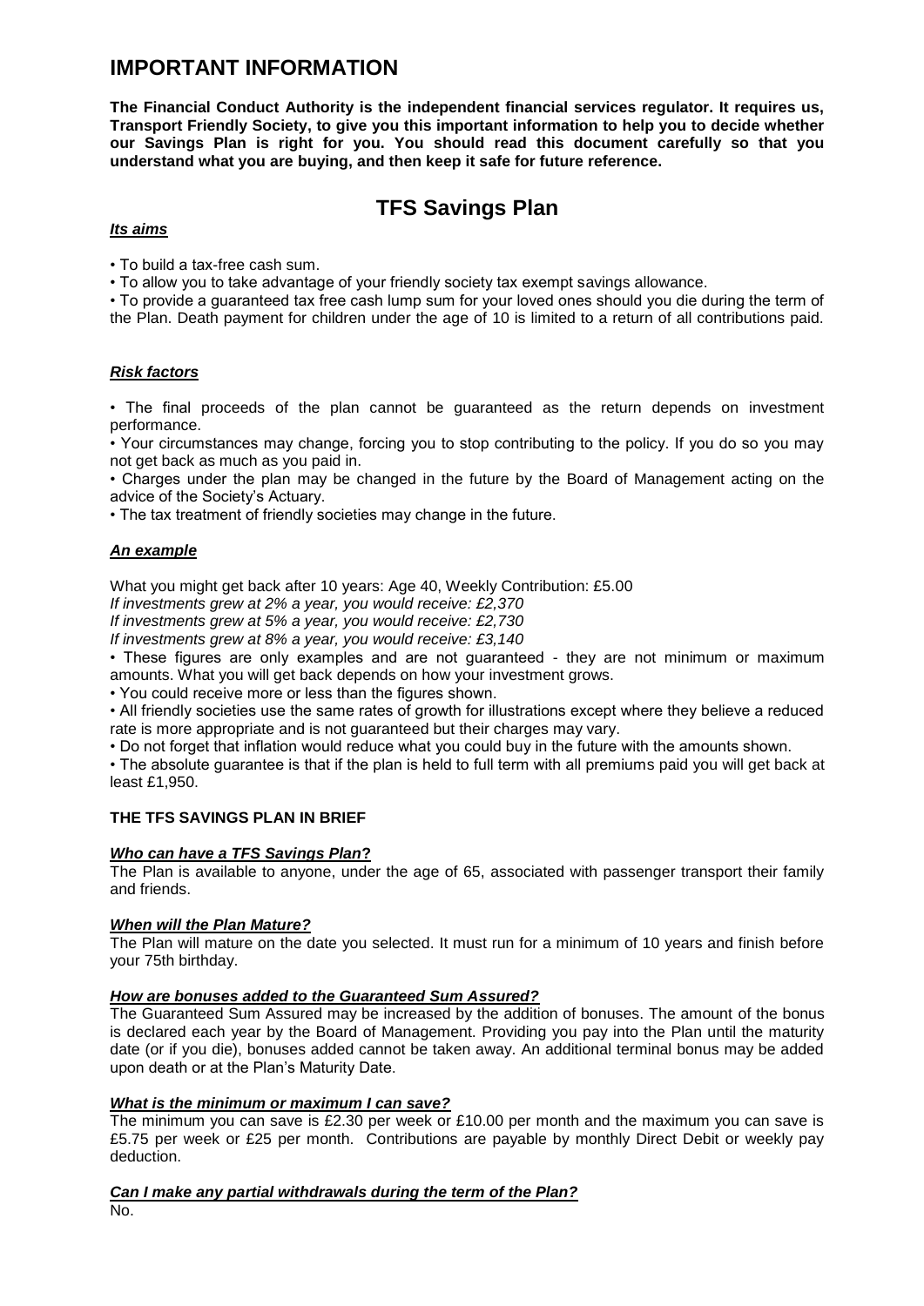# IMPORTANT INFORMATION

**The Financial Conduct Authority is the independent financial services regulator. It requires us, Transport Friendly Society, to give you this important information to help you to decide whether our Savings Plan is right for you. You should read this document carefully so that you understand what you are buying, and then keep it safe for future reference.**

## TFS Savings Plan

***Its aims***

- To build a tax-free cash sum.
- To allow you to take advantage of your friendly society tax exempt savings allowance.
- To provide a guaranteed tax free cash lump sum for your loved ones should you die during the term of the Plan. Death payment for children under the age of 10 is limited to a return of all contributions paid.

***Risk factors***

- The final proceeds of the plan cannot be guaranteed as the return depends on investment performance.
- Your circumstances may change, forcing you to stop contributing to the policy. If you do so you may not get back as much as you paid in.
- Charges under the plan may be changed in the future by the Board of Management acting on the advice of the Society's Actuary.
- The tax treatment of friendly societies may change in the future.

***An example***

What you might get back after 10 years: Age 40, Weekly Contribution: £5.00

*If investments grew at 2% a year, you would receive: £2,370*

*If investments grew at 5% a year, you would receive: £2,730*

*If investments grew at 8% a year, you would receive: £3,140*

- These figures are only examples and are not guaranteed - they are not minimum or maximum amounts. What you will get back depends on how your investment grows.
- You could receive more or less than the figures shown.
- All friendly societies use the same rates of growth for illustrations except where they believe a reduced rate is more appropriate and is not guaranteed but their charges may vary.
- Do not forget that inflation would reduce what you could buy in the future with the amounts shown.
- The absolute guarantee is that if the plan is held to full term with all premiums paid you will get back at least £1,950.

### THE TFS SAVINGS PLAN IN BRIEF

***Who can have a TFS Savings Plan?***

The Plan is available to anyone, under the age of 65, associated with passenger transport their family and friends.

***When will the Plan Mature?***

The Plan will mature on the date you selected. It must run for a minimum of 10 years and finish before your 75th birthday.

***How are bonuses added to the Guaranteed Sum Assured?***

The Guaranteed Sum Assured may be increased by the addition of bonuses. The amount of the bonus is declared each year by the Board of Management. Providing you pay into the Plan until the maturity date (or if you die), bonuses added cannot be taken away. An additional terminal bonus may be added upon death or at the Plan's Maturity Date.

***What is the minimum or maximum I can save?***

The minimum you can save is £2.30 per week or £10.00 per month and the maximum you can save is £5.75 per week or £25 per month. Contributions are payable by monthly Direct Debit or weekly pay deduction.

***Can I make any partial withdrawals during the term of the Plan?***

No.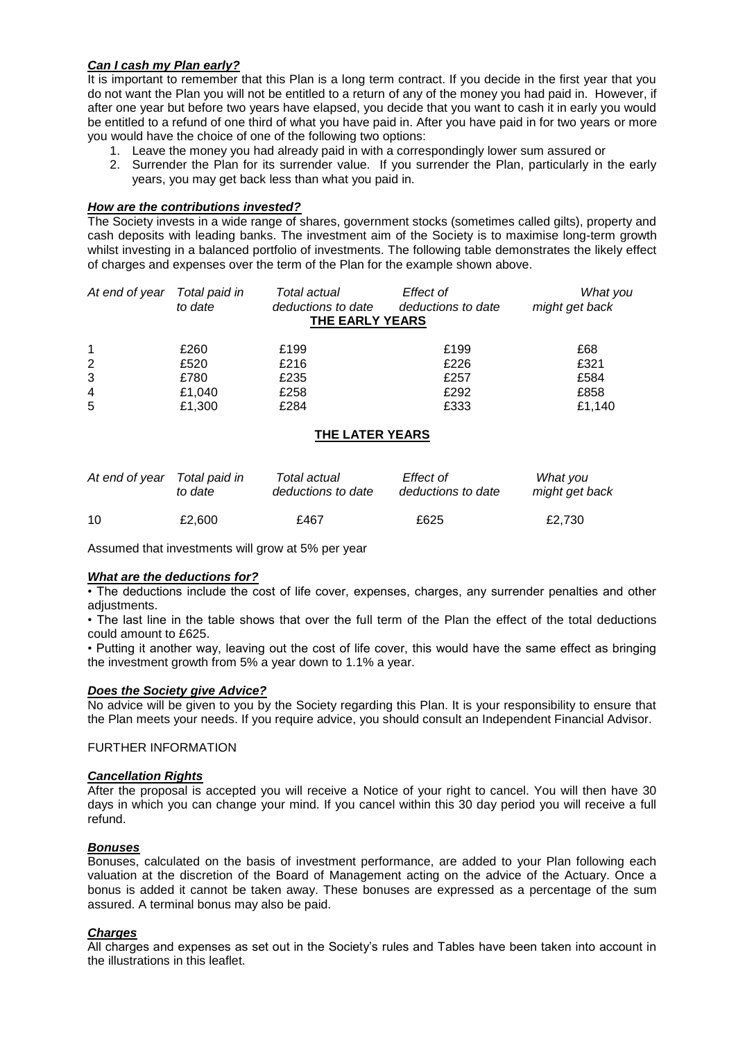### *Can I cash my Plan early?*

It is important to remember that this Plan is a long term contract. If you decide in the first year that you do not want the Plan you will not be entitled to a return of any of the money you had paid in. However, if after one year but before two years have elapsed, you decide that you want to cash it in early you would be entitled to a refund of one third of what you have paid in. After you have paid in for two years or more you would have the choice of one of the following two options:

1. Leave the money you had already paid in with a correspondingly lower sum assured or
2. Surrender the Plan for its surrender value. If you surrender the Plan, particularly in the early years, you may get back less than what you paid in.

### *How are the contributions invested?*

The Society invests in a wide range of shares, government stocks (sometimes called gilts), property and cash deposits with leading banks. The investment aim of the Society is to maximise long-term growth whilst investing in a balanced portfolio of investments. The following table demonstrates the likely effect of charges and expenses over the term of the Plan for the example shown above.

| *At end of year* | *Total paid in to date* | *Total actual deductions to date* | *Effect of deductions to date* | *What you might get back* |
|---|---|---|---|---|
| **THE EARLY YEARS** | | | | |
| 1 | £260 | £199 | £199 | £68 |
| 2 | £520 | £216 | £226 | £321 |
| 3 | £780 | £235 | £257 | £584 |
| 4 | £1,040 | £258 | £292 | £858 |
| 5 | £1,300 | £284 | £333 | £1,140 |

**THE LATER YEARS**

| *At end of year* | *Total paid in to date* | *Total actual deductions to date* | *Effect of deductions to date* | *What you might get back* |
|---|---|---|---|---|
| 10 | £2,600 | £467 | £625 | £2,730 |

Assumed that investments will grow at 5% per year

### *What are the deductions for?*

- The deductions include the cost of life cover, expenses, charges, any surrender penalties and other adjustments.
- The last line in the table shows that over the full term of the Plan the effect of the total deductions could amount to £625.
- Putting it another way, leaving out the cost of life cover, this would have the same effect as bringing the investment growth from 5% a year down to 1.1% a year.

### *Does the Society give Advice?*

No advice will be given to you by the Society regarding this Plan. It is your responsibility to ensure that the Plan meets your needs. If you require advice, you should consult an Independent Financial Advisor.

FURTHER INFORMATION

### *Cancellation Rights*

After the proposal is accepted you will receive a Notice of your right to cancel. You will then have 30 days in which you can change your mind. If you cancel within this 30 day period you will receive a full refund.

### *Bonuses*

Bonuses, calculated on the basis of investment performance, are added to your Plan following each valuation at the discretion of the Board of Management acting on the advice of the Actuary. Once a bonus is added it cannot be taken away. These bonuses are expressed as a percentage of the sum assured. A terminal bonus may also be paid.

### *Charges*

All charges and expenses as set out in the Society's rules and Tables have been taken into account in the illustrations in this leaflet.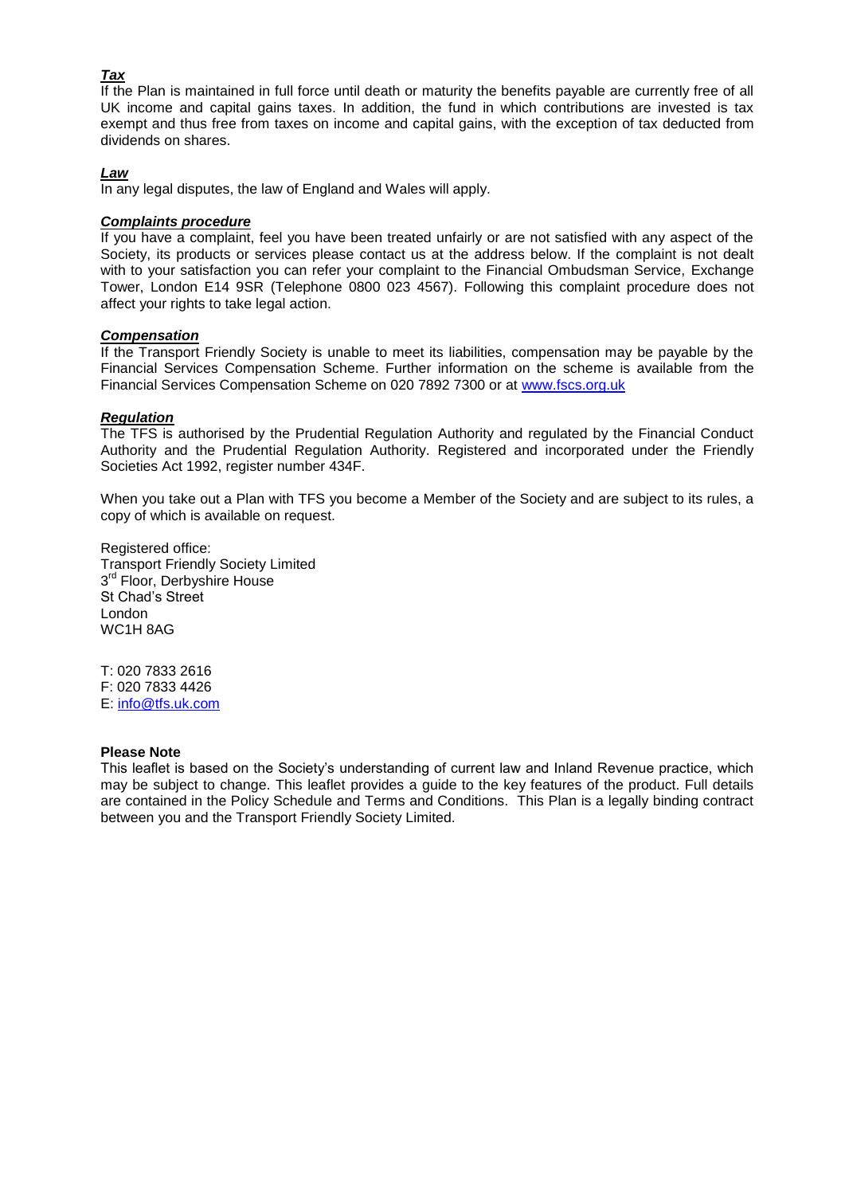***Tax***

If the Plan is maintained in full force until death or maturity the benefits payable are currently free of all UK income and capital gains taxes. In addition, the fund in which contributions are invested is tax exempt and thus free from taxes on income and capital gains, with the exception of tax deducted from dividends on shares.

***Law***

In any legal disputes, the law of England and Wales will apply.

***Complaints procedure***

If you have a complaint, feel you have been treated unfairly or are not satisfied with any aspect of the Society, its products or services please contact us at the address below. If the complaint is not dealt with to your satisfaction you can refer your complaint to the Financial Ombudsman Service, Exchange Tower, London E14 9SR (Telephone 0800 023 4567). Following this complaint procedure does not affect your rights to take legal action.

***Compensation***

If the Transport Friendly Society is unable to meet its liabilities, compensation may be payable by the Financial Services Compensation Scheme. Further information on the scheme is available from the Financial Services Compensation Scheme on 020 7892 7300 or at www.fscs.org.uk

***Regulation***

The TFS is authorised by the Prudential Regulation Authority and regulated by the Financial Conduct Authority and the Prudential Regulation Authority. Registered and incorporated under the Friendly Societies Act 1992, register number 434F.

When you take out a Plan with TFS you become a Member of the Society and are subject to its rules, a copy of which is available on request.

Registered office:
Transport Friendly Society Limited
3rd Floor, Derbyshire House
St Chad's Street
London
WC1H 8AG

T: 020 7833 2616
F: 020 7833 4426
E: info@tfs.uk.com

**Please Note**

This leaflet is based on the Society's understanding of current law and Inland Revenue practice, which may be subject to change. This leaflet provides a guide to the key features of the product. Full details are contained in the Policy Schedule and Terms and Conditions. This Plan is a legally binding contract between you and the Transport Friendly Society Limited.